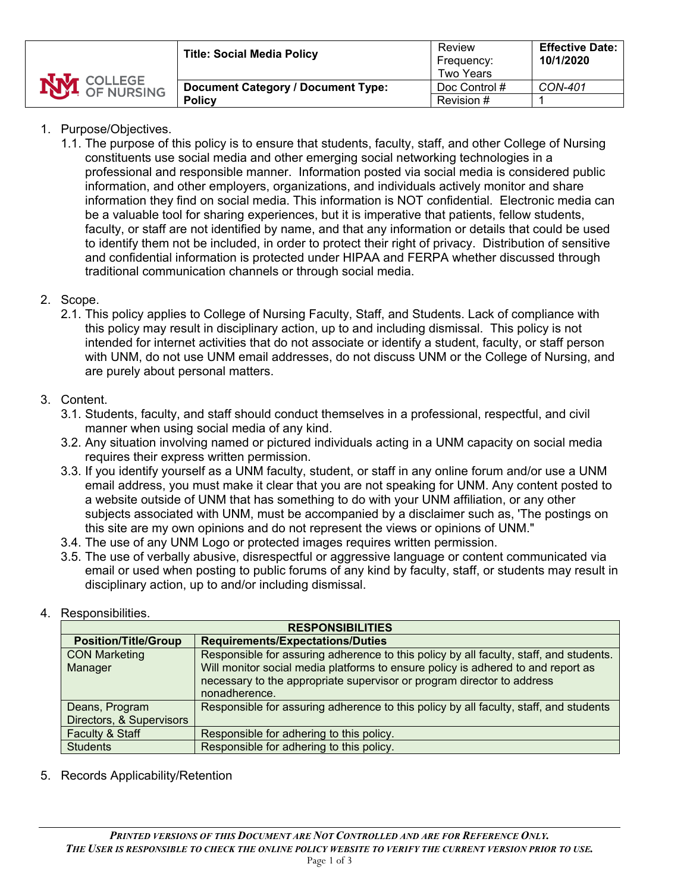| UNM COLLEGE OF NURSING | **Title: Social Media Policy** | Review Frequency: Two Years | **Effective Date: 10/1/2020** |
|---|---|---|---|
| | **Document Category / Document Type: Policy** | Doc Control # | *CON-401* |
| | | Revision # | 1 |

1. Purpose/Objectives.
   1.1. The purpose of this policy is to ensure that students, faculty, staff, and other College of Nursing constituents use social media and other emerging social networking technologies in a professional and responsible manner. Information posted via social media is considered public information, and other employers, organizations, and individuals actively monitor and share information they find on social media. This information is NOT confidential. Electronic media can be a valuable tool for sharing experiences, but it is imperative that patients, fellow students, faculty, or staff are not identified by name, and that any information or details that could be used to identify them not be included, in order to protect their right of privacy. Distribution of sensitive and confidential information is protected under HIPAA and FERPA whether discussed through traditional communication channels or through social media.

2. Scope.
   2.1. This policy applies to College of Nursing Faculty, Staff, and Students. Lack of compliance with this policy may result in disciplinary action, up to and including dismissal. This policy is not intended for internet activities that do not associate or identify a student, faculty, or staff person with UNM, do not use UNM email addresses, do not discuss UNM or the College of Nursing, and are purely about personal matters.

3. Content.
   3.1. Students, faculty, and staff should conduct themselves in a professional, respectful, and civil manner when using social media of any kind.
   3.2. Any situation involving named or pictured individuals acting in a UNM capacity on social media requires their express written permission.
   3.3. If you identify yourself as a UNM faculty, student, or staff in any online forum and/or use a UNM email address, you must make it clear that you are not speaking for UNM. Any content posted to a website outside of UNM that has something to do with your UNM affiliation, or any other subjects associated with UNM, must be accompanied by a disclaimer such as, 'The postings on this site are my own opinions and do not represent the views or opinions of UNM."
   3.4. The use of any UNM Logo or protected images requires written permission.
   3.5. The use of verbally abusive, disrespectful or aggressive language or content communicated via email or used when posting to public forums of any kind by faculty, staff, or students may result in disciplinary action, up to and/or including dismissal.

4. Responsibilities.

| **RESPONSIBILITIES** | |
|---|---|
| **Position/Title/Group** | **Requirements/Expectations/Duties** |
| CON Marketing Manager | Responsible for assuring adherence to this policy by all faculty, staff, and students. Will monitor social media platforms to ensure policy is adhered to and report as necessary to the appropriate supervisor or program director to address nonadherence. |
| Deans, Program Directors, & Supervisors | Responsible for assuring adherence to this policy by all faculty, staff, and students |
| Faculty & Staff | Responsible for adhering to this policy. |
| Students | Responsible for adhering to this policy. |

5. Records Applicability/Retention

*PRINTED VERSIONS OF THIS DOCUMENT ARE NOT CONTROLLED AND ARE FOR REFERENCE ONLY.*
*THE USER IS RESPONSIBLE TO CHECK THE ONLINE POLICY WEBSITE TO VERIFY THE CURRENT VERSION PRIOR TO USE.*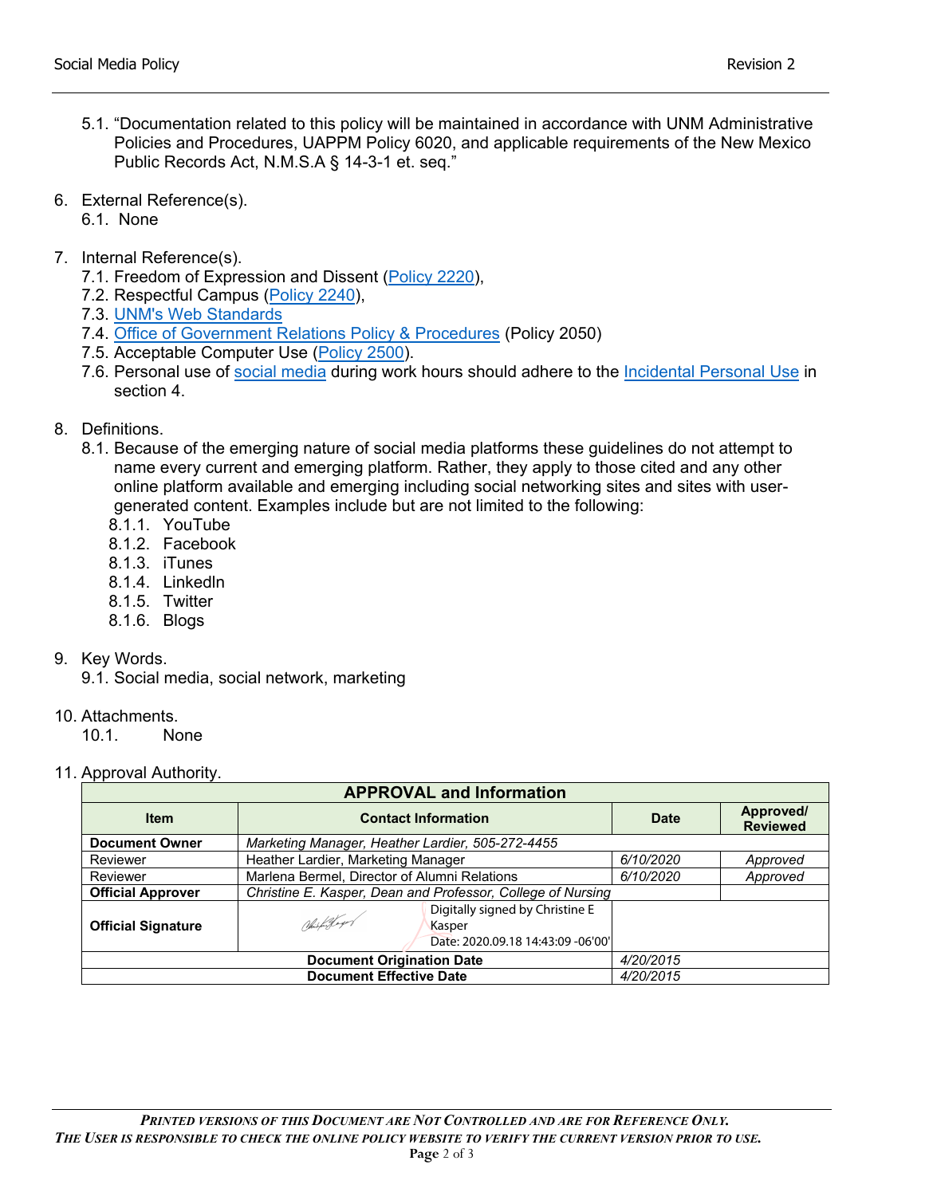5.1. “Documentation related to this policy will be maintained in accordance with UNM Administrative Policies and Procedures, UAPPM Policy 6020, and applicable requirements of the New Mexico Public Records Act, N.M.S.A § 14-3-1 et. seq.”

6. External Reference(s).
   6.1. None

7. Internal Reference(s).
   7.1. Freedom of Expression and Dissent (Policy 2220),
   7.2. Respectful Campus (Policy 2240),
   7.3. UNM's Web Standards
   7.4. Office of Government Relations Policy & Procedures (Policy 2050)
   7.5. Acceptable Computer Use (Policy 2500).
   7.6. Personal use of social media during work hours should adhere to the Incidental Personal Use in section 4.

8. Definitions.
   8.1. Because of the emerging nature of social media platforms these guidelines do not attempt to name every current and emerging platform. Rather, they apply to those cited and any other online platform available and emerging including social networking sites and sites with user-generated content. Examples include but are not limited to the following:
      8.1.1. YouTube
      8.1.2. Facebook
      8.1.3. iTunes
      8.1.4. LinkedIn
      8.1.5. Twitter
      8.1.6. Blogs

9. Key Words.
   9.1. Social media, social network, marketing

10. Attachments.
    10.1. None

11. Approval Authority.

| APPROVAL and Information | | | |
|---|---|---|---|
| **Item** | **Contact Information** | **Date** | **Approved/ Reviewed** |
| **Document Owner** | *Marketing Manager, Heather Lardier, 505-272-4455* | | |
| Reviewer | Heather Lardier, Marketing Manager | *6/10/2020* | *Approved* |
| Reviewer | Marlena Bermel, Director of Alumni Relations | *6/10/2020* | *Approved* |
| **Official Approver** | *Christine E. Kasper, Dean and Professor, College of Nursing* | | |
| **Official Signature** | Digitally signed by Christine E Kasper Date: 2020.09.18 14:43:09 -06'00' | | |
| **Document Origination Date** | | *4/20/2015* | |
| **Document Effective Date** | | *4/20/2015* | |

*Printed versions of this Document are Not Controlled and are for Reference Only. The User is responsible to check the online policy website to verify the current version prior to use.*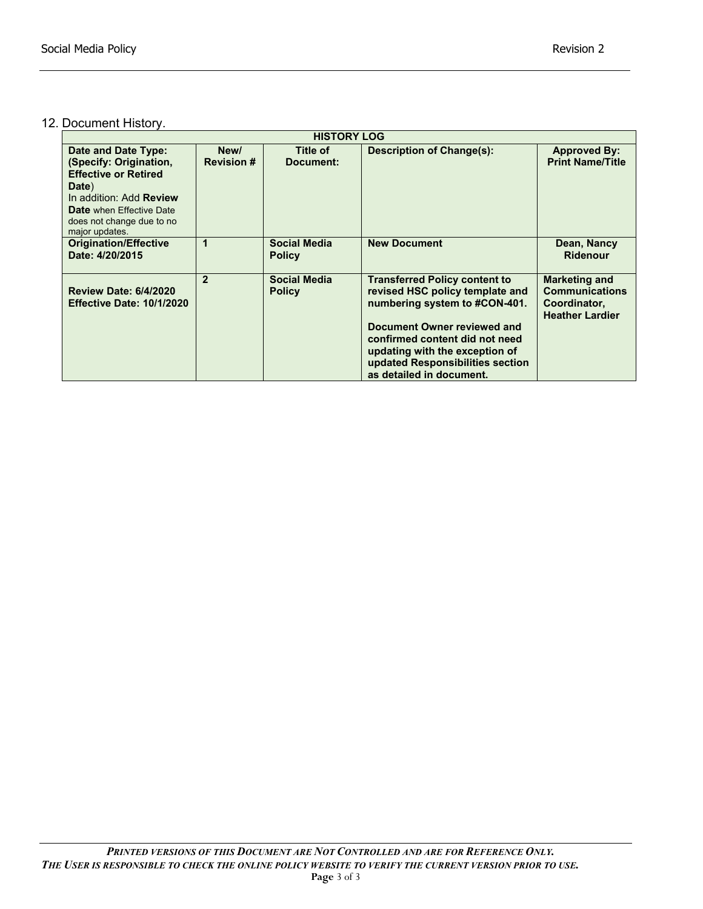## 12. Document History.

| HISTORY LOG | | | | |
|---|---|---|---|---|
| **Date and Date Type: (Specify: Origination, Effective or Retired Date)** In addition: Add **Review Date** when Effective Date does not change due to no major updates. | **New/ Revision #** | **Title of Document:** | **Description of Change(s):** | **Approved By: Print Name/Title** |
| **Origination/Effective Date: 4/20/2015** | **1** | **Social Media Policy** | **New Document** | **Dean, Nancy Ridenour** |
| **Review Date: 6/4/2020 Effective Date: 10/1/2020** | **2** | **Social Media Policy** | **Transferred Policy content to revised HSC policy template and numbering system to #CON-401.** **Document Owner reviewed and confirmed content did not need updating with the exception of updated Responsibilities section as detailed in document.** | **Marketing and Communications Coordinator, Heather Lardier** |

*PRINTED VERSIONS OF THIS DOCUMENT ARE NOT CONTROLLED AND ARE FOR REFERENCE ONLY.*
*THE USER IS RESPONSIBLE TO CHECK THE ONLINE POLICY WEBSITE TO VERIFY THE CURRENT VERSION PRIOR TO USE.*